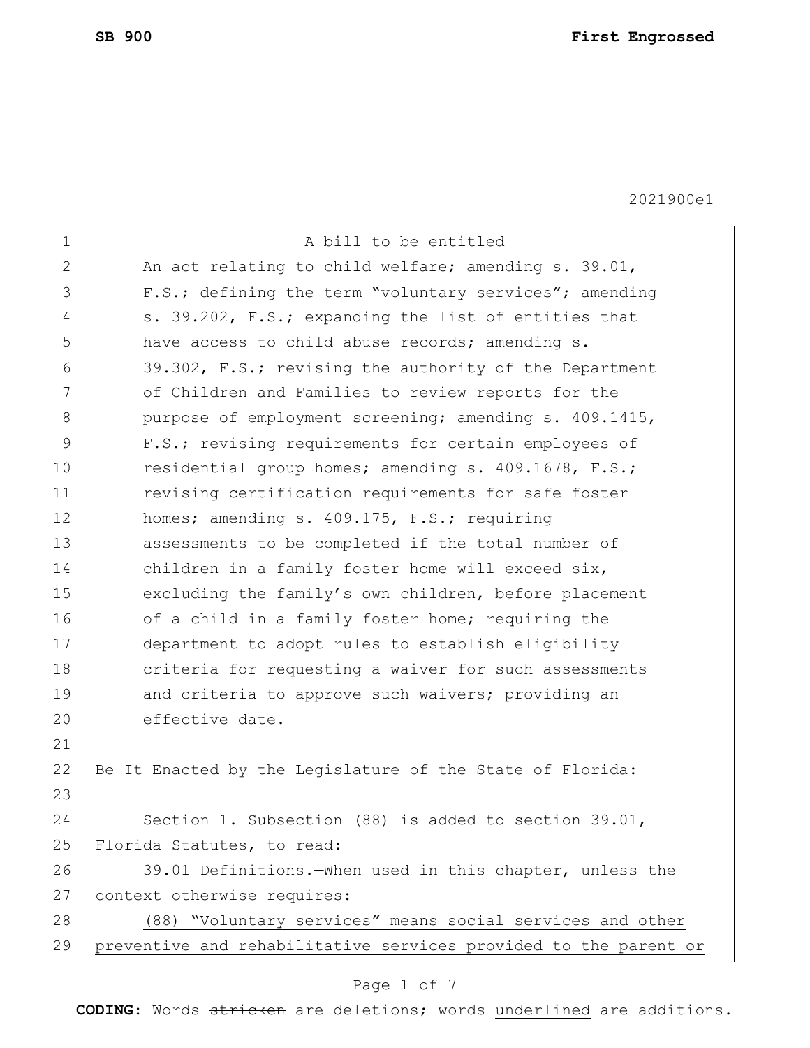2021900e1

A bill to be entitled

An act relating to child welfare; amending s. 39.01, F.S.; defining the term "voluntary services"; amending s. 39.202, F.S.; expanding the list of entities that have access to child abuse records; amending s. 39.302, F.S.; revising the authority of the Department of Children and Families to review reports for the purpose of employment screening; amending s. 409.1415, F.S.; revising requirements for certain employees of residential group homes; amending s. 409.1678, F.S.; revising certification requirements for safe foster homes; amending s. 409.175, F.S.; requiring assessments to be completed if the total number of children in a family foster home will exceed six, excluding the family's own children, before placement of a child in a family foster home; requiring the department to adopt rules to establish eligibility criteria for requesting a waiver for such assessments and criteria to approve such waivers; providing an effective date.

Be It Enacted by the Legislature of the State of Florida:

Section 1. Subsection (88) is added to section 39.01, Florida Statutes, to read:

39.01 Definitions.—When used in this chapter, unless the context otherwise requires:

<u>(88) "Voluntary services" means social services and other preventive and rehabilitative services provided to the parent or</u>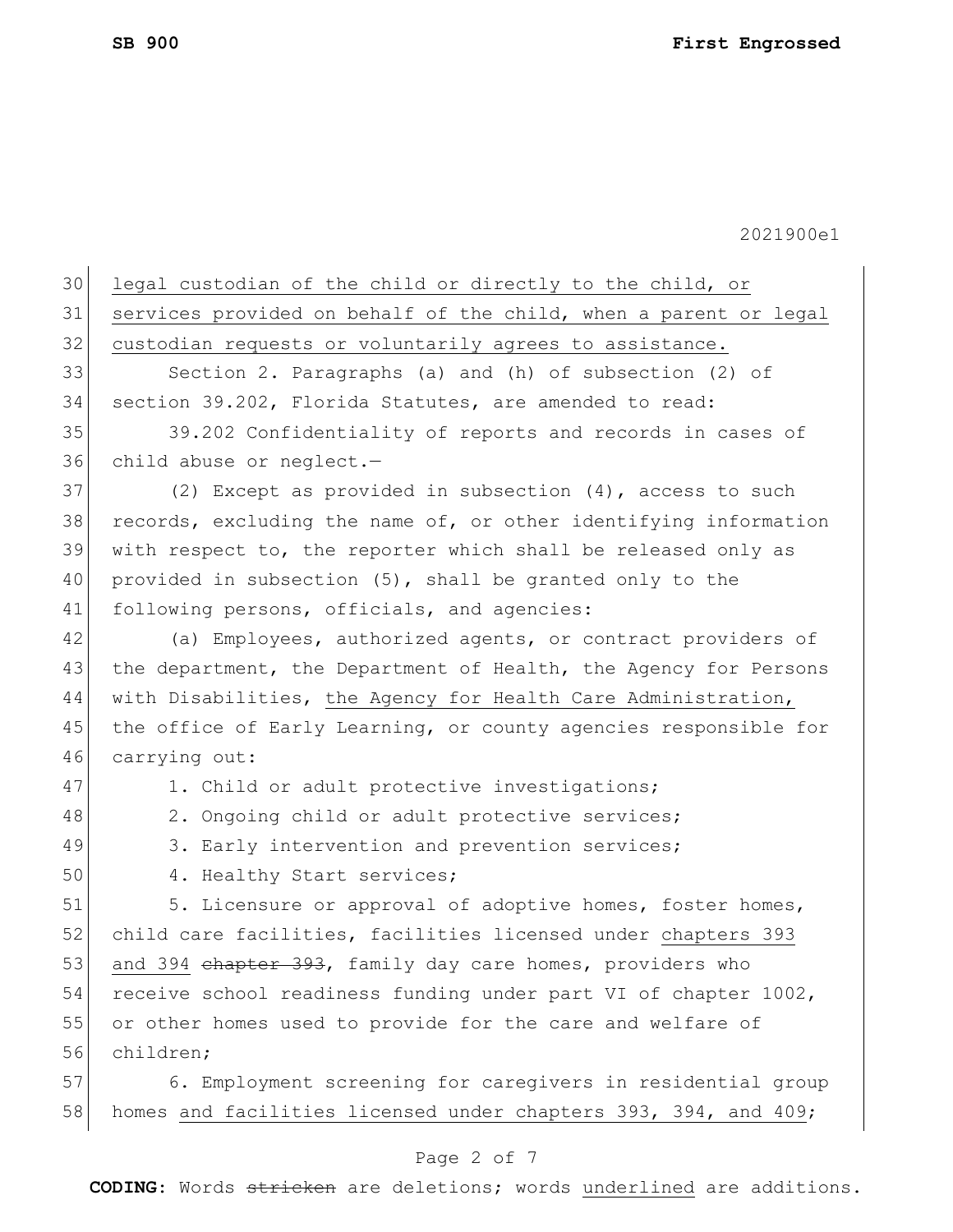legal custodian of the child or directly to the child, or services provided on behalf of the child, when a parent or legal custodian requests or voluntarily agrees to assistance.

Section 2. Paragraphs (a) and (h) of subsection (2) of section 39.202, Florida Statutes, are amended to read:

39.202 Confidentiality of reports and records in cases of child abuse or neglect.—

(2) Except as provided in subsection (4), access to such records, excluding the name of, or other identifying information with respect to, the reporter which shall be released only as provided in subsection (5), shall be granted only to the following persons, officials, and agencies:

(a) Employees, authorized agents, or contract providers of the department, the Department of Health, the Agency for Persons with Disabilities, the Agency for Health Care Administration, the office of Early Learning, or county agencies responsible for carrying out:

1. Child or adult protective investigations;

2. Ongoing child or adult protective services;

3. Early intervention and prevention services;

4. Healthy Start services;

5. Licensure or approval of adoptive homes, foster homes, child care facilities, facilities licensed under chapters 393 and 394 ~~chapter 393~~, family day care homes, providers who receive school readiness funding under part VI of chapter 1002, or other homes used to provide for the care and welfare of children;

6. Employment screening for caregivers in residential group homes and facilities licensed under chapters 393, 394, and 409;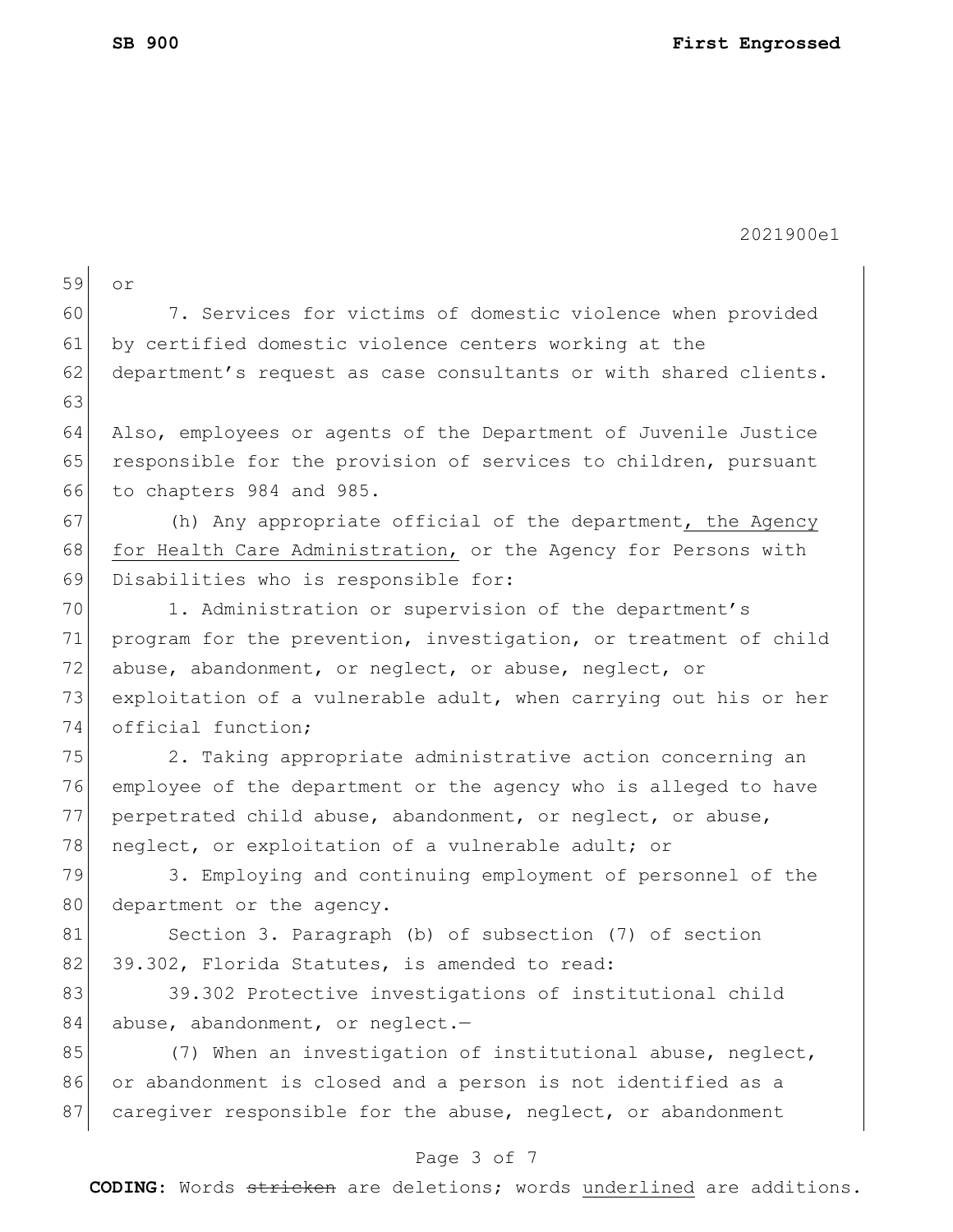or

7. Services for victims of domestic violence when provided by certified domestic violence centers working at the department's request as case consultants or with shared clients.

Also, employees or agents of the Department of Juvenile Justice responsible for the provision of services to children, pursuant to chapters 984 and 985.

(h) Any appropriate official of the department<u>, the Agency for Health Care Administration,</u> or the Agency for Persons with Disabilities who is responsible for:

1. Administration or supervision of the department's program for the prevention, investigation, or treatment of child abuse, abandonment, or neglect, or abuse, neglect, or exploitation of a vulnerable adult, when carrying out his or her official function;

2. Taking appropriate administrative action concerning an employee of the department or the agency who is alleged to have perpetrated child abuse, abandonment, or neglect, or abuse, neglect, or exploitation of a vulnerable adult; or

3. Employing and continuing employment of personnel of the department or the agency.

Section 3. Paragraph (b) of subsection (7) of section 39.302, Florida Statutes, is amended to read:

39.302 Protective investigations of institutional child abuse, abandonment, or neglect.—

(7) When an investigation of institutional abuse, neglect, or abandonment is closed and a person is not identified as a caregiver responsible for the abuse, neglect, or abandonment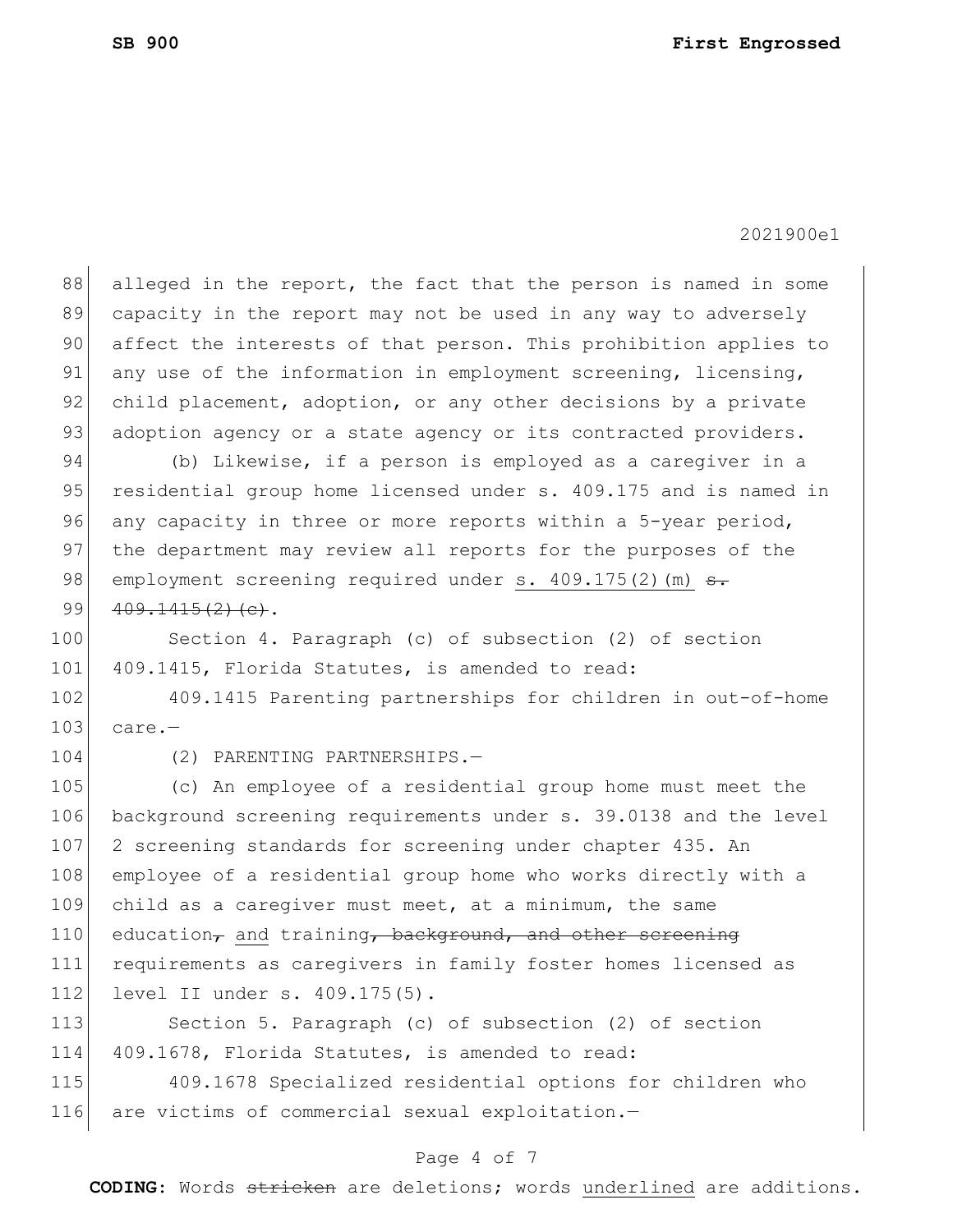alleged in the report, the fact that the person is named in some capacity in the report may not be used in any way to adversely affect the interests of that person. This prohibition applies to any use of the information in employment screening, licensing, child placement, adoption, or any other decisions by a private adoption agency or a state agency or its contracted providers.

(b) Likewise, if a person is employed as a caregiver in a residential group home licensed under s. 409.175 and is named in any capacity in three or more reports within a 5-year period, the department may review all reports for the purposes of the employment screening required under <u>s. 409.175(2)(m)</u> ~~s. 409.1415(2)(c)~~.

Section 4. Paragraph (c) of subsection (2) of section 409.1415, Florida Statutes, is amended to read:

409.1415 Parenting partnerships for children in out-of-home care.—

(2) PARENTING PARTNERSHIPS.—

(c) An employee of a residential group home must meet the background screening requirements under s. 39.0138 and the level 2 screening standards for screening under chapter 435. An employee of a residential group home who works directly with a child as a caregiver must meet, at a minimum, the same education~~,~~ <u>and</u> training~~, background, and other screening~~ requirements as caregivers in family foster homes licensed as level II under s. 409.175(5).

Section 5. Paragraph (c) of subsection (2) of section 409.1678, Florida Statutes, is amended to read:

409.1678 Specialized residential options for children who are victims of commercial sexual exploitation.—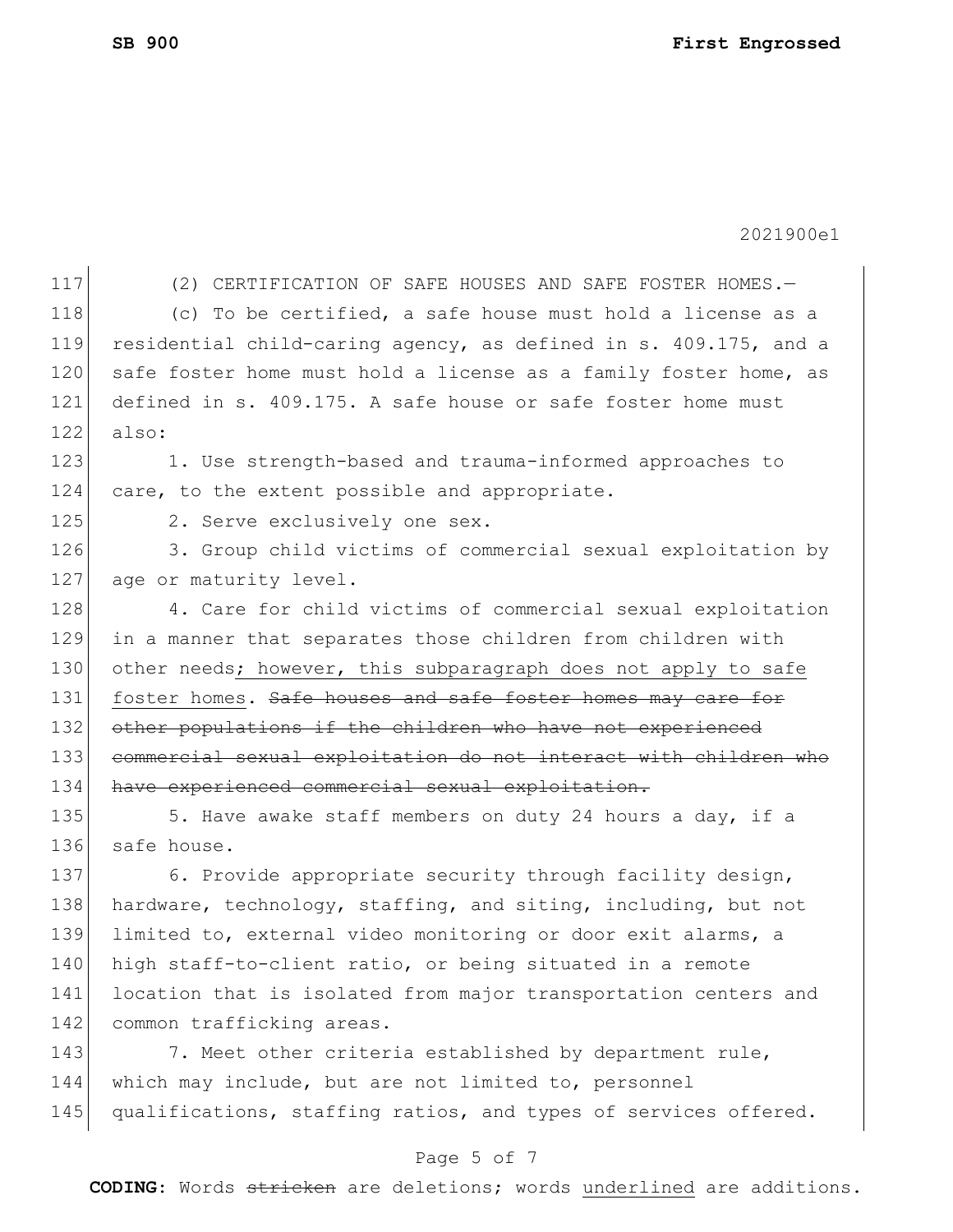(2) CERTIFICATION OF SAFE HOUSES AND SAFE FOSTER HOMES.—

(c) To be certified, a safe house must hold a license as a residential child-caring agency, as defined in s. 409.175, and a safe foster home must hold a license as a family foster home, as defined in s. 409.175. A safe house or safe foster home must also:

1. Use strength-based and trauma-informed approaches to care, to the extent possible and appropriate.

2. Serve exclusively one sex.

3. Group child victims of commercial sexual exploitation by age or maturity level.

4. Care for child victims of commercial sexual exploitation in a manner that separates those children from children with other needs<u>; however, this subparagraph does not apply to safe foster homes</u>. ~~Safe houses and safe foster homes may care for other populations if the children who have not experienced commercial sexual exploitation do not interact with children who have experienced commercial sexual exploitation.~~

5. Have awake staff members on duty 24 hours a day, if a safe house.

6. Provide appropriate security through facility design, hardware, technology, staffing, and siting, including, but not limited to, external video monitoring or door exit alarms, a high staff-to-client ratio, or being situated in a remote location that is isolated from major transportation centers and common trafficking areas.

7. Meet other criteria established by department rule, which may include, but are not limited to, personnel qualifications, staffing ratios, and types of services offered.

**CODING:** Words ~~stricken~~ are deletions; words <u>underlined</u> are additions.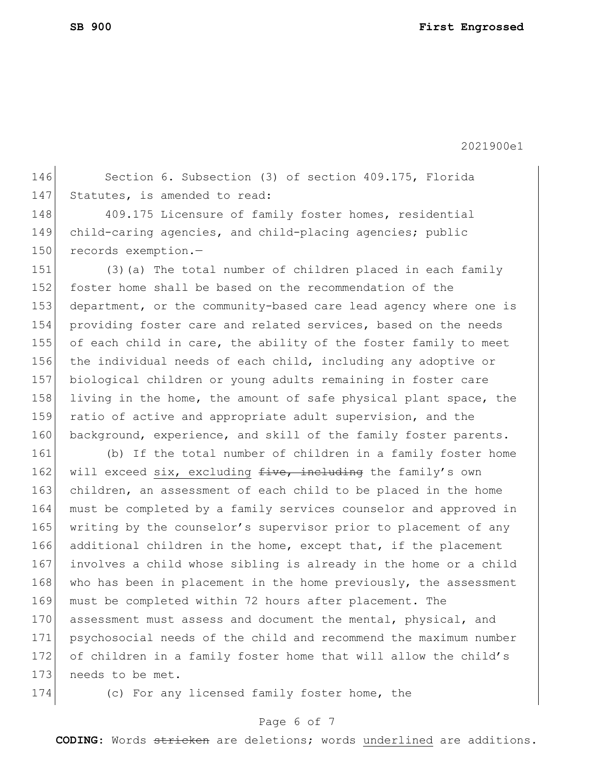Section 6. Subsection (3) of section 409.175, Florida Statutes, is amended to read:

409.175 Licensure of family foster homes, residential child-caring agencies, and child-placing agencies; public records exemption.—

(3)(a) The total number of children placed in each family foster home shall be based on the recommendation of the department, or the community-based care lead agency where one is providing foster care and related services, based on the needs of each child in care, the ability of the foster family to meet the individual needs of each child, including any adoptive or biological children or young adults remaining in foster care living in the home, the amount of safe physical plant space, the ratio of active and appropriate adult supervision, and the background, experience, and skill of the family foster parents.

(b) If the total number of children in a family foster home will exceed <u>six, excluding</u> ~~five, including~~ the family's own children, an assessment of each child to be placed in the home must be completed by a family services counselor and approved in writing by the counselor's supervisor prior to placement of any additional children in the home, except that, if the placement involves a child whose sibling is already in the home or a child who has been in placement in the home previously, the assessment must be completed within 72 hours after placement. The assessment must assess and document the mental, physical, and psychosocial needs of the child and recommend the maximum number of children in a family foster home that will allow the child's needs to be met.

(c) For any licensed family foster home, the

**CODING:** Words ~~stricken~~ are deletions; words <u>underlined</u> are additions.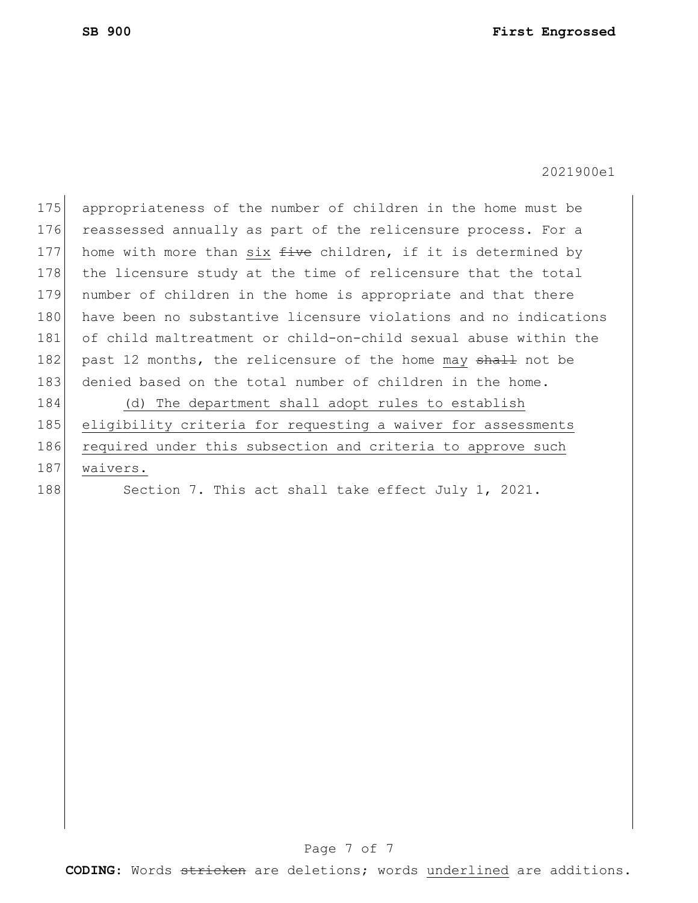2021900e1

appropriateness of the number of children in the home must be reassessed annually as part of the relicensure process. For a home with more than <u>six</u> ~~five~~ children, if it is determined by the licensure study at the time of relicensure that the total number of children in the home is appropriate and that there have been no substantive licensure violations and no indications of child maltreatment or child-on-child sexual abuse within the past 12 months, the relicensure of the home <u>may</u> ~~shall~~ not be denied based on the total number of children in the home.

<u>(d) The department shall adopt rules to establish eligibility criteria for requesting a waiver for assessments required under this subsection and criteria to approve such waivers.</u>

Section 7. This act shall take effect July 1, 2021.

**CODING:** Words ~~stricken~~ are deletions; words <u>underlined</u> are additions.